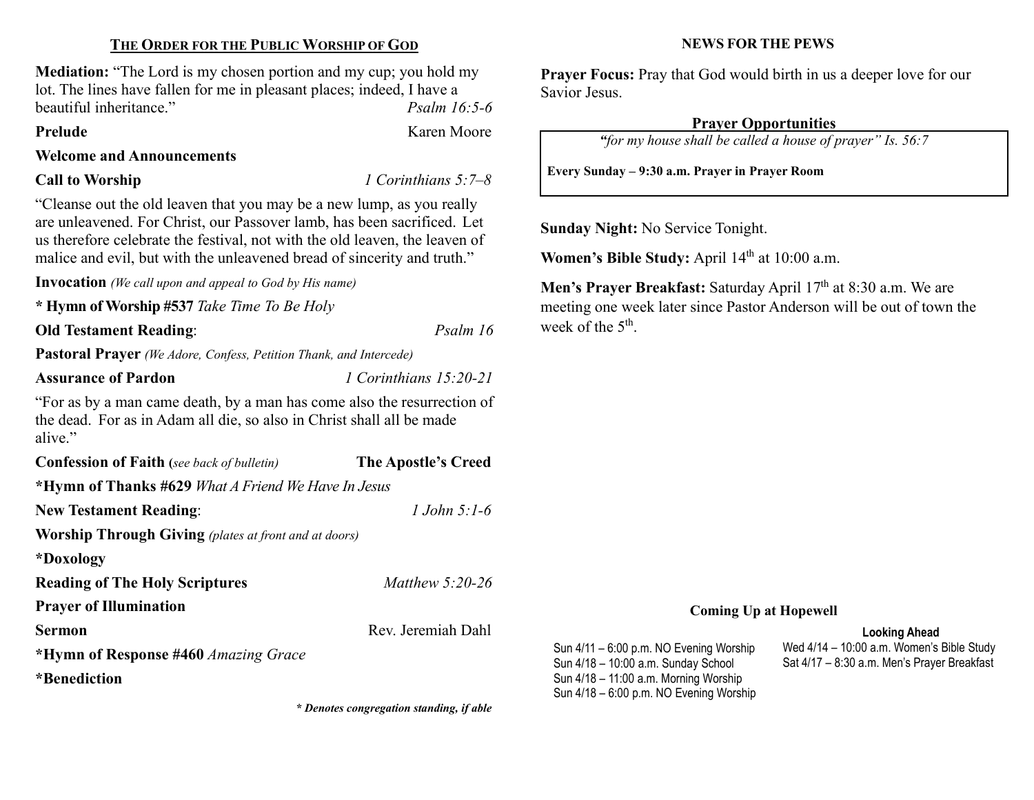## THE ORDER FOR THE PUBLIC WORSHIP OF GOD

**Mediation:** "The Lord is my chosen portion and my cup; you hold my lot. The lines have fallen for me in pleasant places; indeed, I have a beautiful inheritance." *Psalm 16:5-6*

**Prelude** Karen Moore

**Welcome and Announcements**

**Call to Worship** *1 Corinthians 5:7–8*

"Cleanse out the old leaven that you may be a new lump, as you really are unleavened. For Christ, our Passover lamb, has been sacrificed. Let us therefore celebrate the festival, not with the old leaven, the leaven of malice and evil, but with the unleavened bread of sincerity and truth."

**Invocation** *(We call upon and appeal to God by His name)*

**\* Hymn of Worship #537** *Take Time To Be Holy*

**Old Testament Reading**: *Psalm 16*

**Pastoral Prayer** *(We Adore, Confess, Petition Thank, and Intercede)*

**Assurance of Pardon** *1 Corinthians 15:20-21*

"For as by a man came death, by a man has come also the resurrection of the dead. For as in Adam all die, so also in Christ shall all be made alive."

**Confession of Faith (***see back of bulletin)* **The Apostle's Creed**

**\*Hymn of Thanks #629** *What A Friend We Have In Jesus*

**New Testament Reading**: *1 John 5:1-6*

**Worship Through Giving** *(plates at front and at doors)*

**\*Doxology**

**Reading of The Holy Scriptures** *Matthew 5:20-26*

**Prayer of Illumination**

**Sermon** Rev. Jeremiah Dahl

**\*Hymn of Response #460** *Amazing Grace*

**\*Benediction**

***\* Denotes congregation standing, if able***

## NEWS FOR THE PEWS

**Prayer Focus:** Pray that God would birth in us a deeper love for our Savior Jesus.

### Prayer Opportunities

*"for my house shall be called a house of prayer" Is. 56:7*

**Every Sunday – 9:30 a.m. Prayer in Prayer Room**

**Sunday Night:** No Service Tonight.

**Women's Bible Study:** April 14th at 10:00 a.m.

**Men's Prayer Breakfast:** Saturday April 17th at 8:30 a.m. We are meeting one week later since Pastor Anderson will be out of town the week of the 5th.

### Coming Up at Hopewell

Sun 4/11 – 6:00 p.m. NO Evening Worship
Sun 4/18 – 10:00 a.m. Sunday School
Sun 4/18 – 11:00 a.m. Morning Worship
Sun 4/18 – 6:00 p.m. NO Evening Worship

**Looking Ahead**

Wed 4/14 – 10:00 a.m. Women's Bible Study
Sat 4/17 – 8:30 a.m. Men's Prayer Breakfast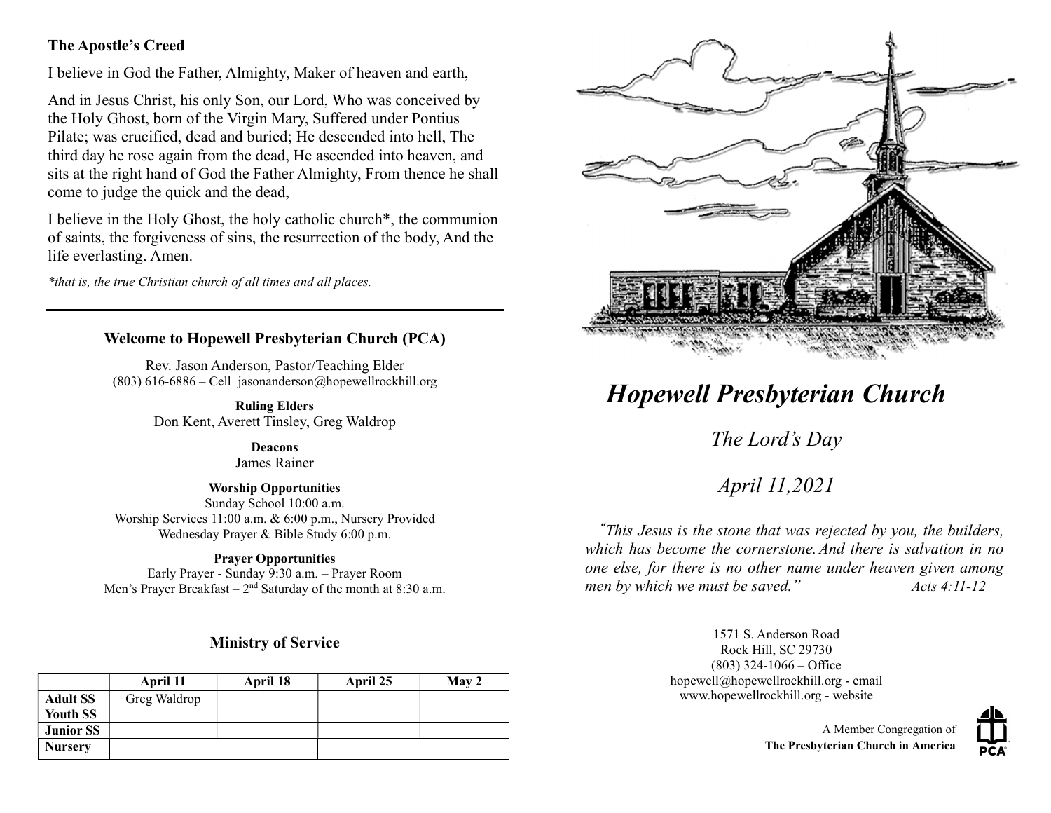**The Apostle's Creed**

I believe in God the Father, Almighty, Maker of heaven and earth,

And in Jesus Christ, his only Son, our Lord, Who was conceived by the Holy Ghost, born of the Virgin Mary, Suffered under Pontius Pilate; was crucified, dead and buried; He descended into hell, The third day he rose again from the dead, He ascended into heaven, and sits at the right hand of God the Father Almighty, From thence he shall come to judge the quick and the dead,

I believe in the Holy Ghost, the holy catholic church*, the communion of saints, the forgiveness of sins, the resurrection of the body, And the life everlasting. Amen.

*\*that is, the true Christian church of all times and all places.*

---

**Welcome to Hopewell Presbyterian Church (PCA)**

Rev. Jason Anderson, Pastor/Teaching Elder
(803) 616-6886 – Cell jasonanderson@hopewellrockhill.org

**Ruling Elders**
Don Kent, Averett Tinsley, Greg Waldrop

**Deacons**
James Rainer

**Worship Opportunities**
Sunday School 10:00 a.m.
Worship Services 11:00 a.m. & 6:00 p.m., Nursery Provided
Wednesday Prayer & Bible Study 6:00 p.m.

**Prayer Opportunities**
Early Prayer - Sunday 9:30 a.m. – Prayer Room
Men's Prayer Breakfast – 2nd Saturday of the month at 8:30 a.m.

**Ministry of Service**

| | April 11 | April 18 | April 25 | May 2 |
|---|---|---|---|---|
| **Adult SS** | Greg Waldrop | | | |
| **Youth SS** | | | | |
| **Junior SS** | | | | |
| **Nursery** | | | | |

# *Hopewell Presbyterian Church*

*The Lord's Day*

*April 11,2021*

*"This Jesus is the stone that was rejected by you, the builders, which has become the cornerstone. And there is salvation in no one else, for there is no other name under heaven given among men by which we must be saved."* *Acts 4:11-12*

1571 S. Anderson Road
Rock Hill, SC 29730
(803) 324-1066 – Office
hopewell@hopewellrockhill.org - email
www.hopewellrockhill.org - website

A Member Congregation of
**The Presbyterian Church in America**